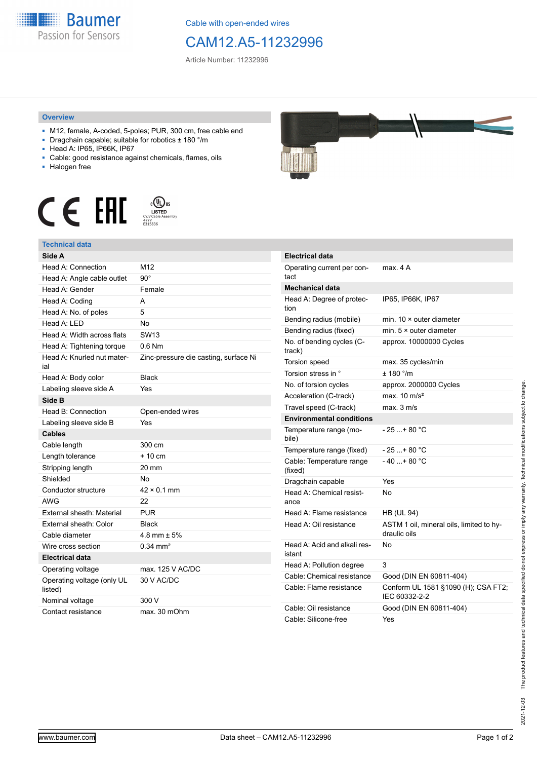Cable with open-ended wires

# CAM12.A5-11232996

Article Number: 11232996

## Overview

- M12, female, A-coded, 5-poles; PUR, 300 cm, free cable end
- Dragchain capable; suitable for robotics ± 180 °/m
- Head A: IP65, IP66K, IP67
- Cable: good resistance against chemicals, flames, oils
- Halogen free

## Technical data

| Side A | |
|---|---|
| Head A: Connection | M12 |
| Head A: Angle cable outlet | 90° |
| Head A: Gender | Female |
| Head A: Coding | A |
| Head A: No. of poles | 5 |
| Head A: LED | No |
| Head A: Width across flats | SW13 |
| Head A: Tightening torque | 0.6 Nm |
| Head A: Knurled nut material | Zinc-pressure die casting, surface Ni |
| Head A: Body color | Black |
| Labeling sleeve side A | Yes |
| **Side B** | |
| Head B: Connection | Open-ended wires |
| Labeling sleeve side B | Yes |
| **Cables** | |
| Cable length | 300 cm |
| Length tolerance | + 10 cm |
| Stripping length | 20 mm |
| Shielded | No |
| Conductor structure | 42 × 0.1 mm |
| AWG | 22 |
| External sheath: Material | PUR |
| External sheath: Color | Black |
| Cable diameter | 4.8 mm ± 5% |
| Wire cross section | 0.34 mm² |
| **Electrical data** | |
| Operating voltage | max. 125 V AC/DC |
| Operating voltage (only UL listed) | 30 V AC/DC |
| Nominal voltage | 300 V |
| Contact resistance | max. 30 mOhm |

| Electrical data | |
|---|---|
| Operating current per contact | max. 4 A |
| **Mechanical data** | |
| Head A: Degree of protection | IP65, IP66K, IP67 |
| Bending radius (mobile) | min. 10 × outer diameter |
| Bending radius (fixed) | min. 5 × outer diameter |
| No. of bending cycles (C-track) | approx. 10000000 Cycles |
| Torsion speed | max. 35 cycles/min |
| Torsion stress in ° | ± 180 °/m |
| No. of torsion cycles | approx. 2000000 Cycles |
| Acceleration (C-track) | max. 10 m/s² |
| Travel speed (C-track) | max. 3 m/s |
| **Environmental conditions** | |
| Temperature range (mobile) | - 25 ...+ 80 °C |
| Temperature range (fixed) | - 25 ...+ 80 °C |
| Cable: Temperature range (fixed) | - 40 ...+ 80 °C |
| Dragchain capable | Yes |
| Head A: Chemical resistance | No |
| Head A: Flame resistance | HB (UL 94) |
| Head A: Oil resistance | ASTM 1 oil, mineral oils, limited to hydraulic oils |
| Head A: Acid and alkali resistant | No |
| Head A: Pollution degree | 3 |
| Cable: Chemical resistance | Good (DIN EN 60811-404) |
| Cable: Flame resistance | Conform UL 1581 §1090 (H); CSA FT2; IEC 60332-2-2 |
| Cable: Oil resistance | Good (DIN EN 60811-404) |
| Cable: Silicone-free | Yes |

2021-12-03 The product features and technical data specified do not express or imply any warranty. Technical modifications subject to change.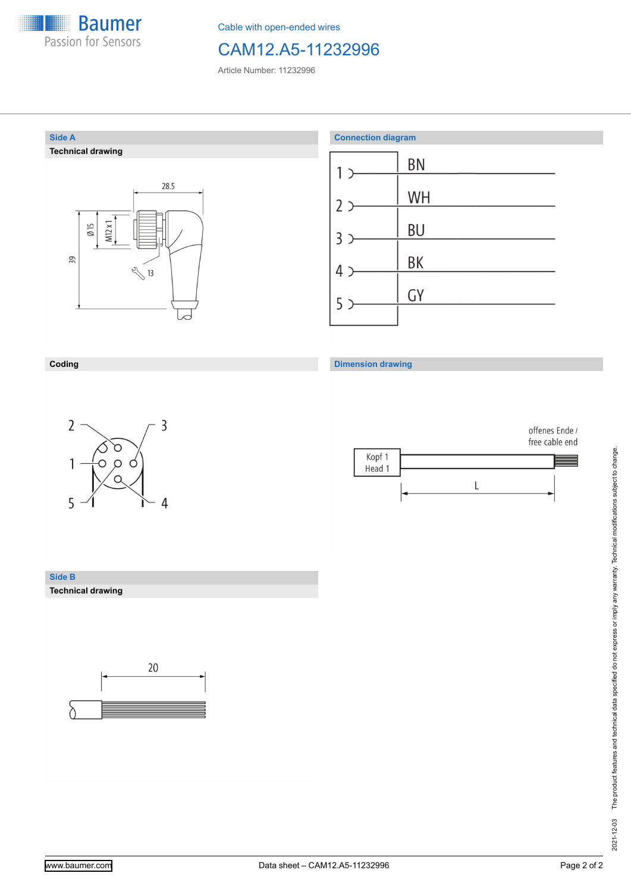Cable with open-ended wires

# CAM12.A5-11232996

Article Number: 11232996

## Side A

### Technical drawing

28.5

39

Ø 15

M12 x 1

13

## Connection diagram

1 BN
2 WH
3 BU
4 BK
5 GY

### Coding

2
3
1
5
4

## Dimension drawing

offenes Ende / free cable end

Kopf 1
Head 1

L

## Side B

### Technical drawing

20

The product features and technical data specified do not express or imply any warranty. Technical modifications subject to change.

2021-12-03

www.baumer.com

Data sheet – CAM12.A5-11232996